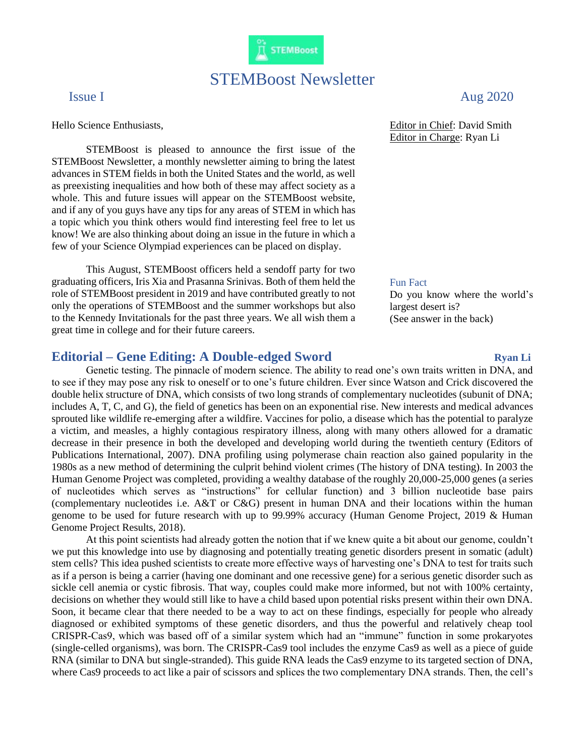# STEMBoost Newsletter

Issue I | Aug 2020

Editor in Chief: David Smith
Editor in Charge: Ryan Li

Hello Science Enthusiasts,

STEMBoost is pleased to announce the first issue of the STEMBoost Newsletter, a monthly newsletter aiming to bring the latest advances in STEM fields in both the United States and the world, as well as preexisting inequalities and how both of these may affect society as a whole. This and future issues will appear on the STEMBoost website, and if any of you guys have any tips for any areas of STEM in which has a topic which you think others would find interesting feel free to let us know! We are also thinking about doing an issue in the future in which a few of your Science Olympiad experiences can be placed on display.

This August, STEMBoost officers held a sendoff party for two graduating officers, Iris Xia and Prasanna Srinivas. Both of them held the role of STEMBoost president in 2019 and have contributed greatly to not only the operations of STEMBoost and the summer workshops but also to the Kennedy Invitationals for the past three years. We all wish them a great time in college and for their future careers.

**Fun Fact**

Do you know where the world's largest desert is?
(See answer in the back)

## Editorial – Gene Editing: A Double-edged Sword

**Ryan Li**

Genetic testing. The pinnacle of modern science. The ability to read one's own traits written in DNA, and to see if they may pose any risk to oneself or to one's future children. Ever since Watson and Crick discovered the double helix structure of DNA, which consists of two long strands of complementary nucleotides (subunit of DNA; includes A, T, C, and G), the field of genetics has been on an exponential rise. New interests and medical advances sprouted like wildlife re-emerging after a wildfire. Vaccines for polio, a disease which has the potential to paralyze a victim, and measles, a highly contagious respiratory illness, along with many others allowed for a dramatic decrease in their presence in both the developed and developing world during the twentieth century (Editors of Publications International, 2007). DNA profiling using polymerase chain reaction also gained popularity in the 1980s as a new method of determining the culprit behind violent crimes (The history of DNA testing). In 2003 the Human Genome Project was completed, providing a wealthy database of the roughly 20,000-25,000 genes (a series of nucleotides which serves as "instructions" for cellular function) and 3 billion nucleotide base pairs (complementary nucleotides i.e. A&T or C&G) present in human DNA and their locations within the human genome to be used for future research with up to 99.99% accuracy (Human Genome Project, 2019 & Human Genome Project Results, 2018).

At this point scientists had already gotten the notion that if we knew quite a bit about our genome, couldn't we put this knowledge into use by diagnosing and potentially treating genetic disorders present in somatic (adult) stem cells? This idea pushed scientists to create more effective ways of harvesting one's DNA to test for traits such as if a person is being a carrier (having one dominant and one recessive gene) for a serious genetic disorder such as sickle cell anemia or cystic fibrosis. That way, couples could make more informed, but not with 100% certainty, decisions on whether they would still like to have a child based upon potential risks present within their own DNA. Soon, it became clear that there needed to be a way to act on these findings, especially for people who already diagnosed or exhibited symptoms of these genetic disorders, and thus the powerful and relatively cheap tool CRISPR-Cas9, which was based off of a similar system which had an "immune" function in some prokaryotes (single-celled organisms), was born. The CRISPR-Cas9 tool includes the enzyme Cas9 as well as a piece of guide RNA (similar to DNA but single-stranded). This guide RNA leads the Cas9 enzyme to its targeted section of DNA, where Cas9 proceeds to act like a pair of scissors and splices the two complementary DNA strands. Then, the cell's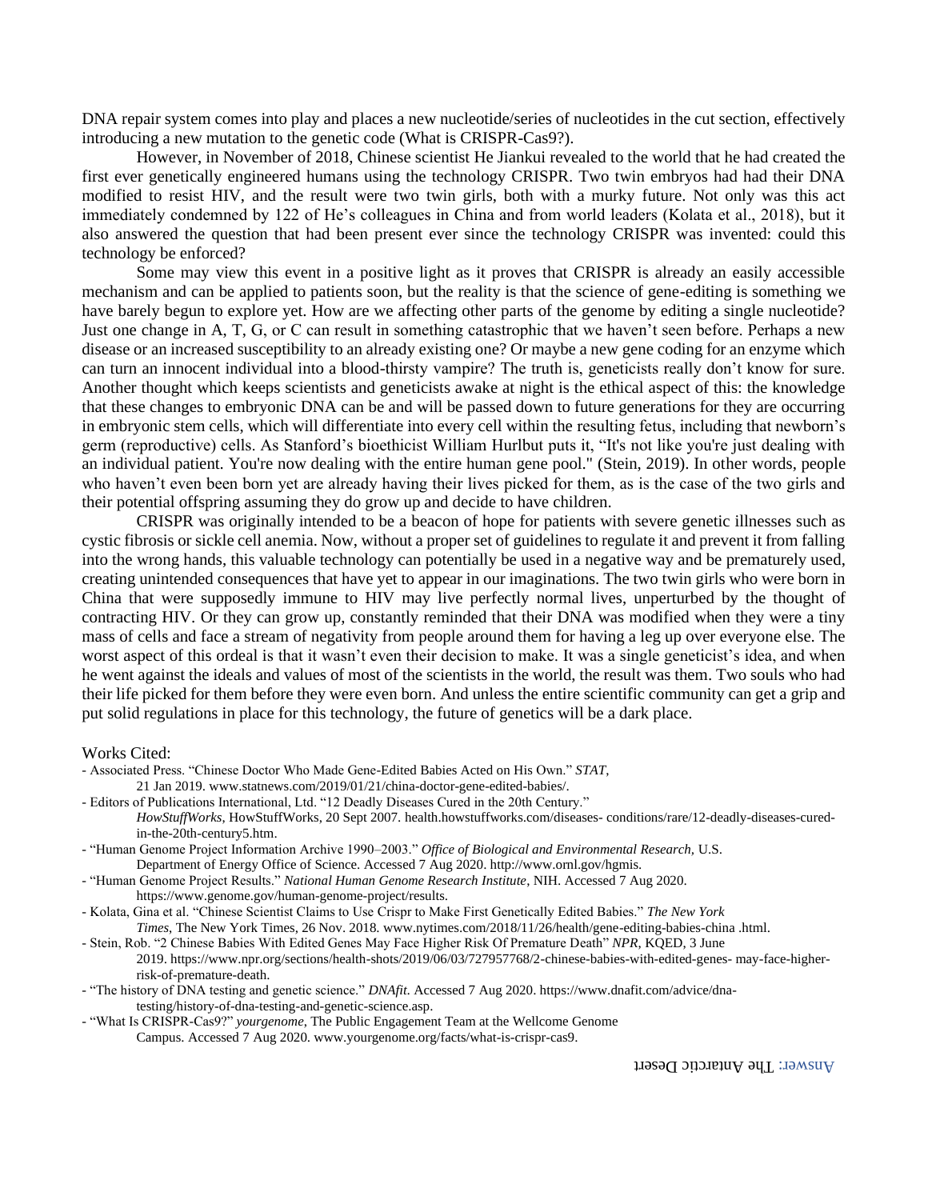DNA repair system comes into play and places a new nucleotide/series of nucleotides in the cut section, effectively introducing a new mutation to the genetic code (What is CRISPR-Cas9?).

However, in November of 2018, Chinese scientist He Jiankui revealed to the world that he had created the first ever genetically engineered humans using the technology CRISPR. Two twin embryos had had their DNA modified to resist HIV, and the result were two twin girls, both with a murky future. Not only was this act immediately condemned by 122 of He's colleagues in China and from world leaders (Kolata et al., 2018), but it also answered the question that had been present ever since the technology CRISPR was invented: could this technology be enforced?

Some may view this event in a positive light as it proves that CRISPR is already an easily accessible mechanism and can be applied to patients soon, but the reality is that the science of gene-editing is something we have barely begun to explore yet. How are we affecting other parts of the genome by editing a single nucleotide? Just one change in A, T, G, or C can result in something catastrophic that we haven't seen before. Perhaps a new disease or an increased susceptibility to an already existing one? Or maybe a new gene coding for an enzyme which can turn an innocent individual into a blood-thirsty vampire? The truth is, geneticists really don't know for sure. Another thought which keeps scientists and geneticists awake at night is the ethical aspect of this: the knowledge that these changes to embryonic DNA can be and will be passed down to future generations for they are occurring in embryonic stem cells, which will differentiate into every cell within the resulting fetus, including that newborn's germ (reproductive) cells. As Stanford's bioethicist William Hurlbut puts it, "It's not like you're just dealing with an individual patient. You're now dealing with the entire human gene pool." (Stein, 2019). In other words, people who haven't even been born yet are already having their lives picked for them, as is the case of the two girls and their potential offspring assuming they do grow up and decide to have children.

CRISPR was originally intended to be a beacon of hope for patients with severe genetic illnesses such as cystic fibrosis or sickle cell anemia. Now, without a proper set of guidelines to regulate it and prevent it from falling into the wrong hands, this valuable technology can potentially be used in a negative way and be prematurely used, creating unintended consequences that have yet to appear in our imaginations. The two twin girls who were born in China that were supposedly immune to HIV may live perfectly normal lives, unperturbed by the thought of contracting HIV. Or they can grow up, constantly reminded that their DNA was modified when they were a tiny mass of cells and face a stream of negativity from people around them for having a leg up over everyone else. The worst aspect of this ordeal is that it wasn't even their decision to make. It was a single geneticist's idea, and when he went against the ideals and values of most of the scientists in the world, the result was them. Two souls who had their life picked for them before they were even born. And unless the entire scientific community can get a grip and put solid regulations in place for this technology, the future of genetics will be a dark place.

Works Cited:

- Associated Press. "Chinese Doctor Who Made Gene-Edited Babies Acted on His Own." *STAT*, 21 Jan 2019. www.statnews.com/2019/01/21/china-doctor-gene-edited-babies/.
- Editors of Publications International, Ltd. "12 Deadly Diseases Cured in the 20th Century." *HowStuffWorks*, HowStuffWorks, 20 Sept 2007. health.howstuffworks.com/diseases- conditions/rare/12-deadly-diseases-cured-in-the-20th-century5.htm.
- "Human Genome Project Information Archive 1990–2003." *Office of Biological and Environmental Research*, U.S. Department of Energy Office of Science. Accessed 7 Aug 2020. http://www.ornl.gov/hgmis.
- "Human Genome Project Results." *National Human Genome Research Institute*, NIH. Accessed 7 Aug 2020. https://www.genome.gov/human-genome-project/results.
- Kolata, Gina et al. "Chinese Scientist Claims to Use Crispr to Make First Genetically Edited Babies." *The New York Times*, The New York Times, 26 Nov. 2018. www.nytimes.com/2018/11/26/health/gene-editing-babies-china .html.
- Stein, Rob. "2 Chinese Babies With Edited Genes May Face Higher Risk Of Premature Death" *NPR*, KQED, 3 June 2019. https://www.npr.org/sections/health-shots/2019/06/03/727957768/2-chinese-babies-with-edited-genes- may-face-higher-risk-of-premature-death.
- "The history of DNA testing and genetic science." *DNAfit.* Accessed 7 Aug 2020. https://www.dnafit.com/advice/dna-testing/history-of-dna-testing-and-genetic-science.asp.
- "What Is CRISPR-Cas9?" *yourgenome*, The Public Engagement Team at the Wellcome Genome Campus. Accessed 7 Aug 2020. www.yourgenome.org/facts/what-is-crispr-cas9.

Answer: The Antarctic Desert